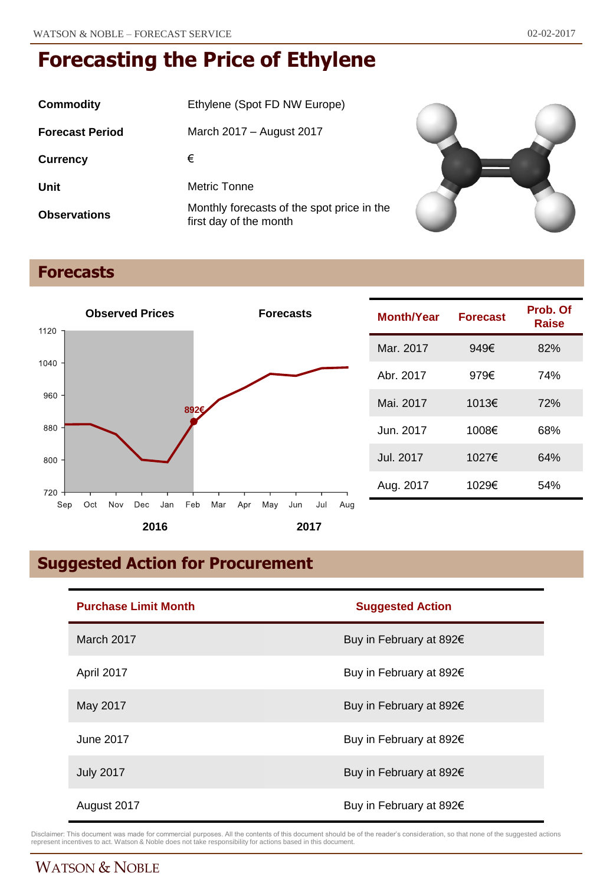# Forecasting the Price of Ethylene

| | |
|---|---|
| **Commodity** | Ethylene (Spot FD NW Europe) |
| **Forecast Period** | March 2017 – August 2017 |
| **Currency** | € |
| **Unit** | Metric Tonne |
| **Observations** | Monthly forecasts of the spot price in the first day of the month |

## Forecasts

| Month/Year | Forecast | Prob. Of Raise |
|---|---|---|
| Mar. 2017 | 949€ | 82% |
| Abr. 2017 | 979€ | 74% |
| Mai. 2017 | 1013€ | 72% |
| Jun. 2017 | 1008€ | 68% |
| Jul. 2017 | 1027€ | 64% |
| Aug. 2017 | 1029€ | 54% |

## Suggested Action for Procurement

| Purchase Limit Month | Suggested Action |
|---|---|
| March 2017 | Buy in February at 892€ |
| April 2017 | Buy in February at 892€ |
| May 2017 | Buy in February at 892€ |
| June 2017 | Buy in February at 892€ |
| July 2017 | Buy in February at 892€ |
| August 2017 | Buy in February at 892€ |

Disclaimer: This document was made for commercial purposes. All the contents of this document should be of the reader's consideration, so that none of the suggested actions represent incentives to act. Watson & Noble does not take responsibility for actions based in this document.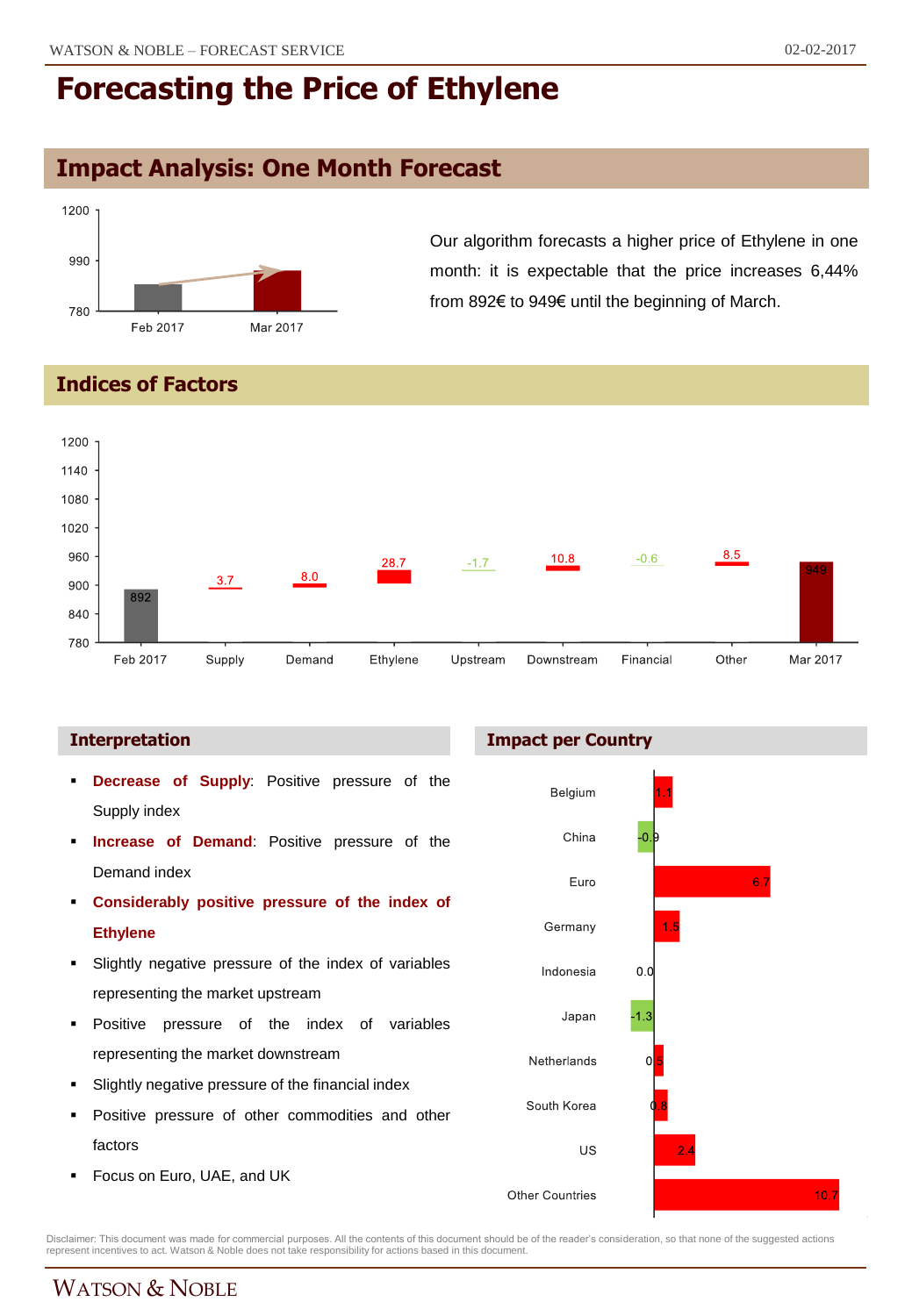# Forecasting the Price of Ethylene

## Impact Analysis: One Month Forecast

| | Price |
|---|---|
| Feb 2017 | 892 |
| Mar 2017 | 949 |

Our algorithm forecasts a higher price of Ethylene in one month: it is expectable that the price increases 6,44% from 892€ to 949€ until the beginning of March.

## Indices of Factors

| Feb 2017 | Supply | Demand | Ethylene | Upstream | Downstream | Financial | Other | Mar 2017 |
|---|---|---|---|---|---|---|---|---|
| 892 | 3.7 | 8.0 | 28.7 | -1.7 | 10.8 | -0.6 | 8.5 | 949 |

### Interpretation

- **Decrease of Supply**: Positive pressure of the Supply index
- **Increase of Demand**: Positive pressure of the Demand index
- **Considerably positive pressure of the index of Ethylene**
- Slightly negative pressure of the index of variables representing the market upstream
- Positive pressure of the index of variables representing the market downstream
- Slightly negative pressure of the financial index
- Positive pressure of other commodities and other factors
- Focus on Euro, UAE, and UK

### Impact per Country

| Country | Impact |
|---|---|
| Belgium | 1.1 |
| China | -0.9 |
| Euro | 6.7 |
| Germany | 1.5 |
| Indonesia | 0.0 |
| Japan | -1.3 |
| Netherlands | 0.5 |
| South Korea | 0.8 |
| US | 2.4 |
| Other Countries | 10.7 |

Disclaimer: This document was made for commercial purposes. All the contents of this document should be of the reader's consideration, so that none of the suggested actions represent incentives to act. Watson & Noble does not take responsibility for actions based in this document.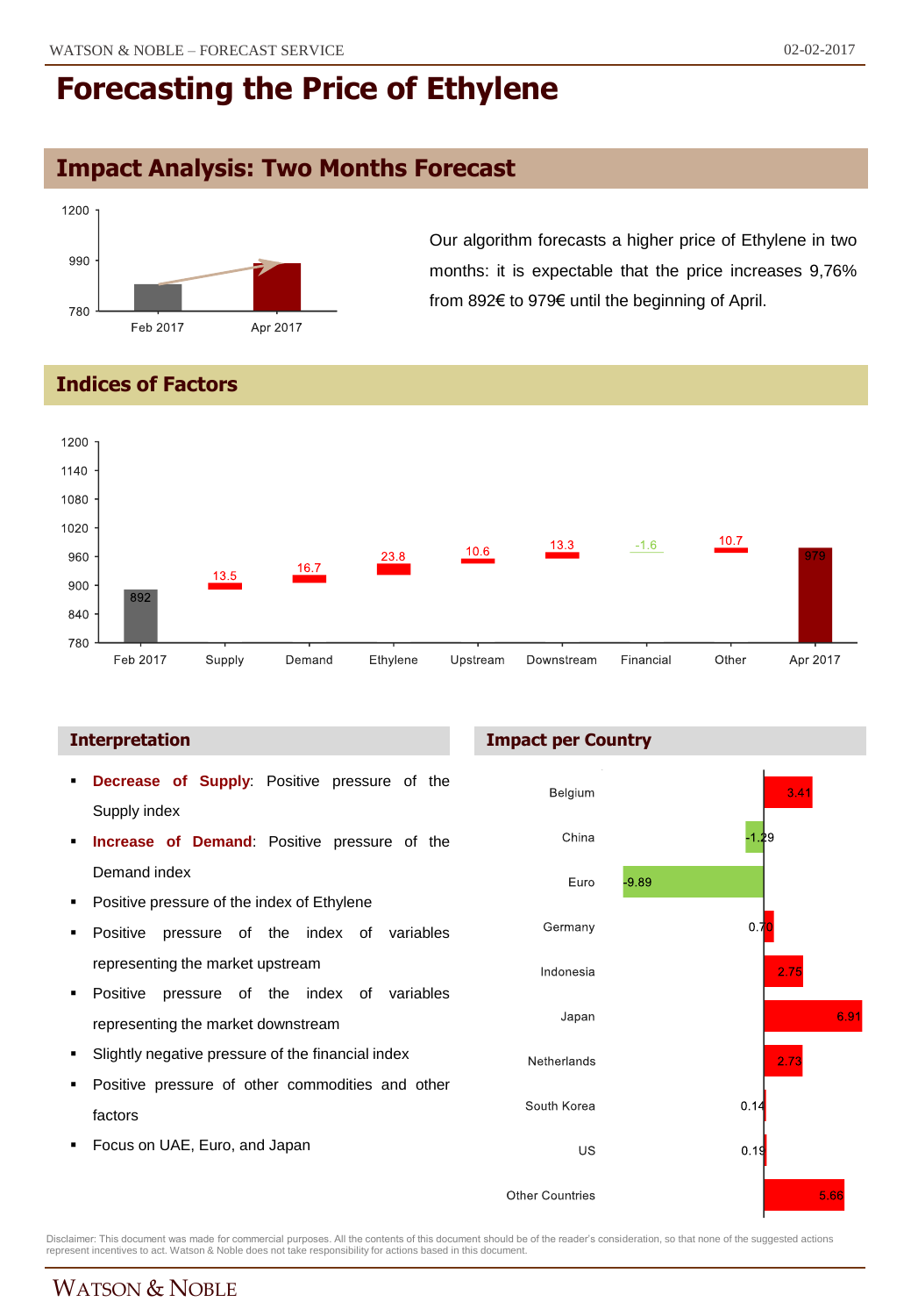# Forecasting the Price of Ethylene

## Impact Analysis: Two Months Forecast

Our algorithm forecasts a higher price of Ethylene in two months: it is expectable that the price increases 9,76% from 892€ to 979€ until the beginning of April.

## Indices of Factors

## Interpretation

- **Decrease of Supply**: Positive pressure of the Supply index
- **Increase of Demand**: Positive pressure of the Demand index
- Positive pressure of the index of Ethylene
- Positive pressure of the index of variables representing the market upstream
- Positive pressure of the index of variables representing the market downstream
- Slightly negative pressure of the financial index
- Positive pressure of other commodities and other factors
- Focus on UAE, Euro, and Japan

## Impact per Country

Disclaimer: This document was made for commercial purposes. All the contents of this document should be of the reader's consideration, so that none of the suggested actions represent incentives to act. Watson & Noble does not take responsibility for actions based in this document.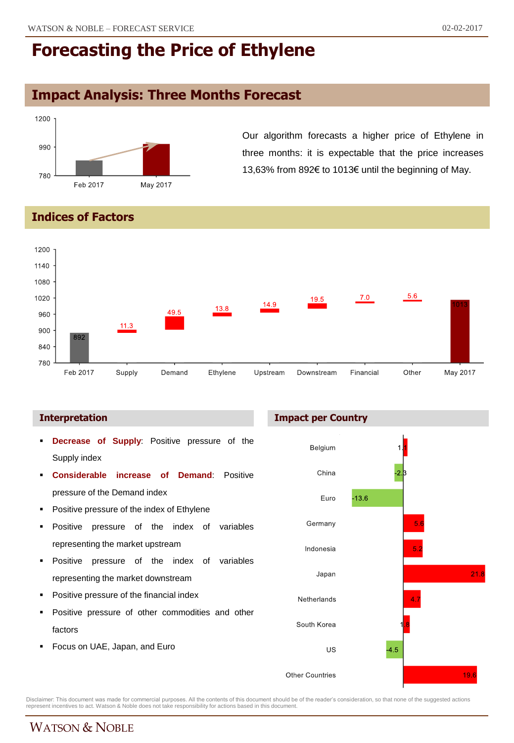# Forecasting the Price of Ethylene

## Impact Analysis: Three Months Forecast

Our algorithm forecasts a higher price of Ethylene in three months: it is expectable that the price increases 13,63% from 892€ to 1013€ until the beginning of May.

## Indices of Factors

| | Feb 2017 | Supply | Demand | Ethylene | Upstream | Downstream | Financial | Other | May 2017 |
|---|---|---|---|---|---|---|---|---|---|
| Value | 892 | 11.3 | 49.5 | 13.8 | 14.9 | 19.5 | 7.0 | 5.6 | 1013 |

### Interpretation

- **Decrease of Supply**: Positive pressure of the Supply index
- **Considerable increase of Demand**: Positive pressure of the Demand index
- Positive pressure of the index of Ethylene
- Positive pressure of the index of variables representing the market upstream
- Positive pressure of the index of variables representing the market downstream
- Positive pressure of the financial index
- Positive pressure of other commodities and other factors
- Focus on UAE, Japan, and Euro

### Impact per Country

| Country | Impact |
|---|---|
| Belgium | 1.1 |
| China | -2.3 |
| Euro | -13.6 |
| Germany | 5.6 |
| Indonesia | 5.2 |
| Japan | 21.8 |
| Netherlands | 4.7 |
| South Korea | 1.8 |
| US | -4.5 |
| Other Countries | 19.6 |

Disclaimer: This document was made for commercial purposes. All the contents of this document should be of the reader's consideration, so that none of the suggested actions represent incentives to act. Watson & Noble does not take responsibility for actions based in this document.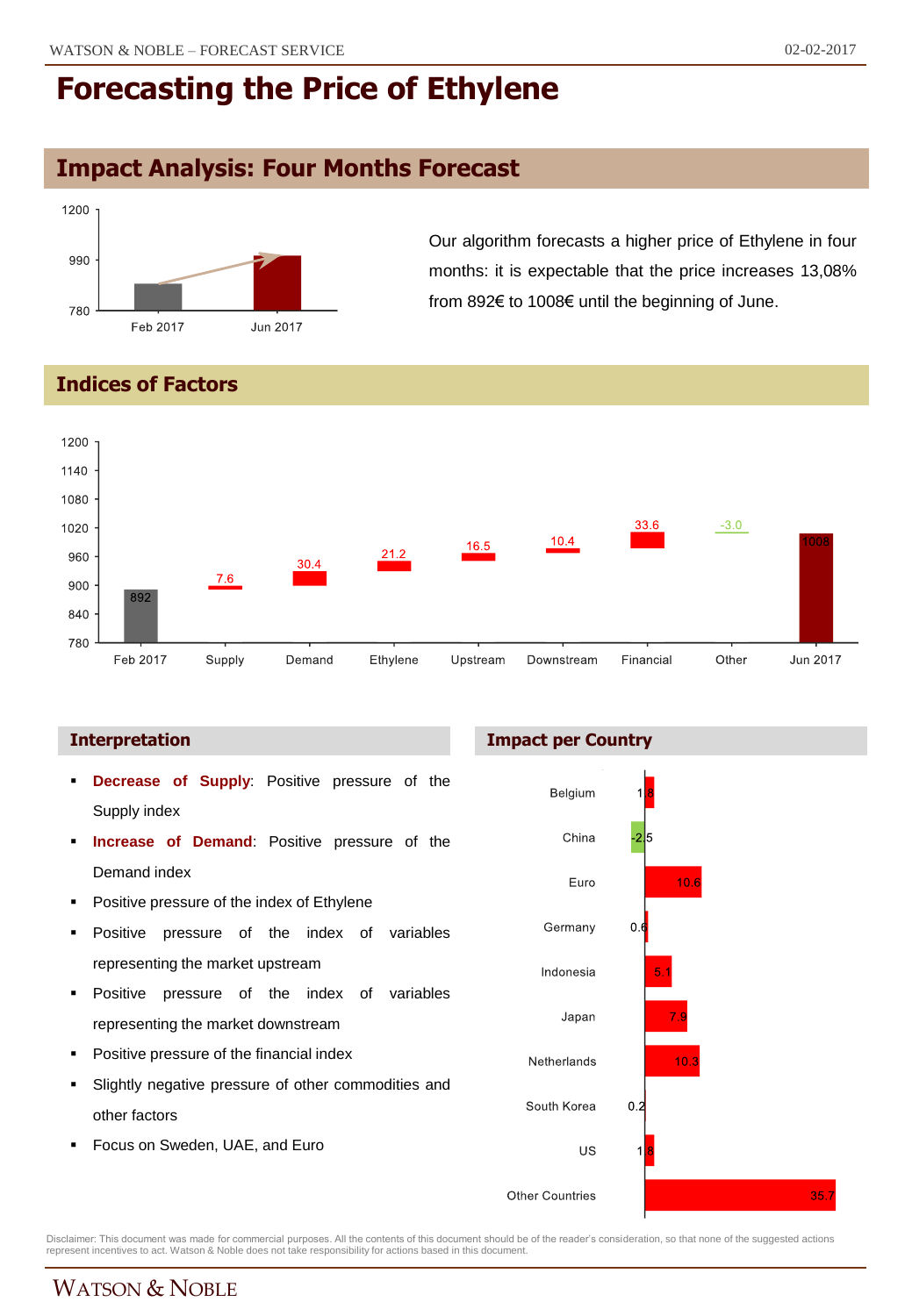# Forecasting the Price of Ethylene

## Impact Analysis: Four Months Forecast

| | Feb 2017 | Jun 2017 |
|---|---|---|
| Price | 892 | 1008 |

Our algorithm forecasts a higher price of Ethylene in four months: it is expectable that the price increases 13,08% from 892€ to 1008€ until the beginning of June.

## Indices of Factors

| Feb 2017 | Supply | Demand | Ethylene | Upstream | Downstream | Financial | Other | Jun 2017 |
|---|---|---|---|---|---|---|---|---|
| 892 | 7.6 | 30.4 | 21.2 | 16.5 | 10.4 | 33.6 | -3.0 | 1008 |

### Interpretation

- **Decrease of Supply**: Positive pressure of the Supply index
- **Increase of Demand**: Positive pressure of the Demand index
- Positive pressure of the index of Ethylene
- Positive pressure of the index of variables representing the market upstream
- Positive pressure of the index of variables representing the market downstream
- Positive pressure of the financial index
- Slightly negative pressure of other commodities and other factors
- Focus on Sweden, UAE, and Euro

### Impact per Country

| Country | Impact |
|---|---|
| Belgium | 1.8 |
| China | -2.5 |
| Euro | 10.6 |
| Germany | 0.6 |
| Indonesia | 5.1 |
| Japan | 7.9 |
| Netherlands | 10.3 |
| South Korea | 0.2 |
| US | 1.8 |
| Other Countries | 35.7 |

Disclaimer: This document was made for commercial purposes. All the contents of this document should be of the reader's consideration, so that none of the suggested actions represent incentives to act. Watson & Noble does not take responsibility for actions based in this document.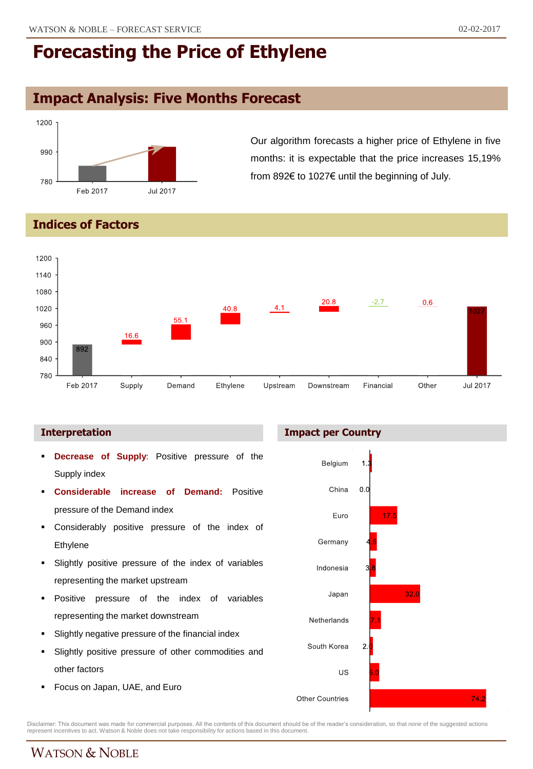# Forecasting the Price of Ethylene

## Impact Analysis: Five Months Forecast

| | Price |
|---|---|
| Feb 2017 | 892 |
| Jul 2017 | 1027 |

Our algorithm forecasts a higher price of Ethylene in five months: it is expectable that the price increases 15,19% from 892€ to 1027€ until the beginning of July.

## Indices of Factors

| Factor | Value |
|---|---|
| Feb 2017 | 892 |
| Supply | 16.6 |
| Demand | 55.1 |
| Ethylene | 40.8 |
| Upstream | 4.1 |
| Downstream | 20.8 |
| Financial | -2.7 |
| Other | 0.6 |
| Jul 2017 | 1027 |

### Interpretation

- **Decrease of Supply**: Positive pressure of the Supply index
- **Considerable increase of Demand:** Positive pressure of the Demand index
- Considerably positive pressure of the index of Ethylene
- Slightly positive pressure of the index of variables representing the market upstream
- Positive pressure of the index of variables representing the market downstream
- Slightly negative pressure of the financial index
- Slightly positive pressure of other commodities and other factors
- Focus on Japan, UAE, and Euro

### Impact per Country

| Country | Impact |
|---|---|
| Belgium | 1.3 |
| China | 0.0 |
| Euro | 17.5 |
| Germany | 4.5 |
| Indonesia | 3.8 |
| Japan | 32.0 |
| Netherlands | 7.1 |
| South Korea | 2.0 |
| US | 6.0 |
| Other Countries | 74.2 |

Disclaimer: This document was made for commercial purposes. All the contents of this document should be of the reader's consideration, so that none of the suggested actions represent incentives to act. Watson & Noble does not take responsibility for actions based in this document.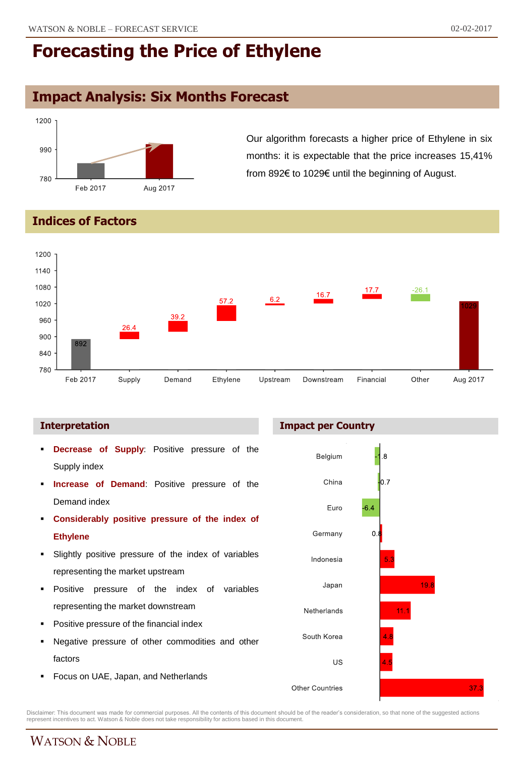# Forecasting the Price of Ethylene

## Impact Analysis: Six Months Forecast

| | Feb 2017 | Aug 2017 |
|---|---|---|
| Price (€) | 892 | 1029 |

Our algorithm forecasts a higher price of Ethylene in six months: it is expectable that the price increases 15,41% from 892€ to 1029€ until the beginning of August.

## Indices of Factors

| Feb 2017 | Supply | Demand | Ethylene | Upstream | Downstream | Financial | Other | Aug 2017 |
|---|---|---|---|---|---|---|---|---|
| 892 | 26.4 | 39.2 | 57.2 | 6.2 | 16.7 | 17.7 | -26.1 | 1029 |

### Interpretation

- **Decrease of Supply**: Positive pressure of the Supply index
- **Increase of Demand**: Positive pressure of the Demand index
- **Considerably positive pressure of the index of Ethylene**
- Slightly positive pressure of the index of variables representing the market upstream
- Positive pressure of the index of variables representing the market downstream
- Positive pressure of the financial index
- Negative pressure of other commodities and other factors
- Focus on UAE, Japan, and Netherlands

### Impact per Country

| Country | Impact |
|---|---|
| Belgium | -1.8 |
| China | -0.7 |
| Euro | -6.4 |
| Germany | 0.8 |
| Indonesia | 5.3 |
| Japan | 19.8 |
| Netherlands | 11.1 |
| South Korea | 4.8 |
| US | 4.5 |
| Other Countries | 37.3 |

Disclaimer: This document was made for commercial purposes. All the contents of this document should be of the reader's consideration, so that none of the suggested actions represent incentives to act. Watson & Noble does not take responsibility for actions based in this document.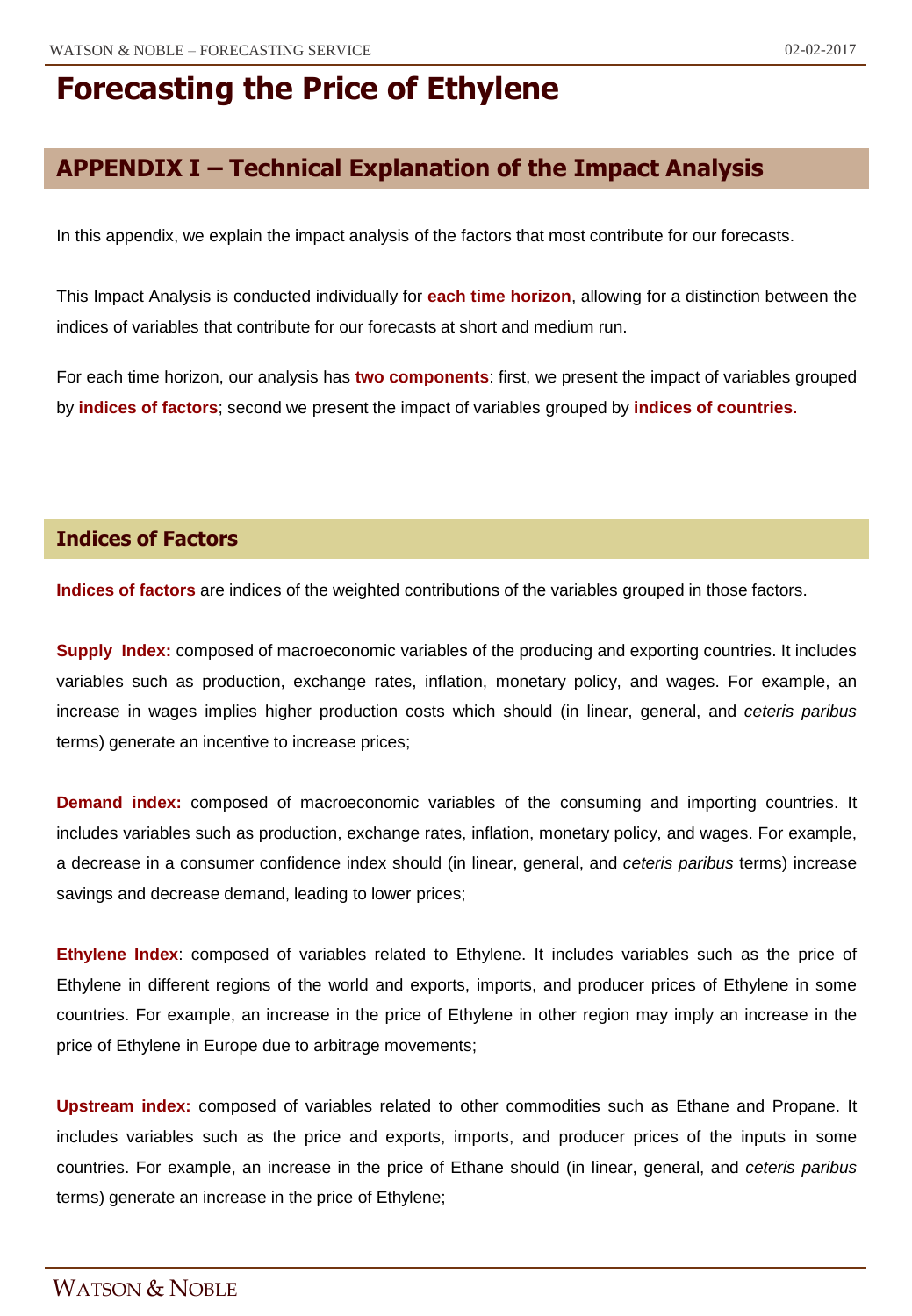# Forecasting the Price of Ethylene

## APPENDIX I – Technical Explanation of the Impact Analysis

In this appendix, we explain the impact analysis of the factors that most contribute for our forecasts.

This Impact Analysis is conducted individually for **each time horizon**, allowing for a distinction between the indices of variables that contribute for our forecasts at short and medium run.

For each time horizon, our analysis has **two components**: first, we present the impact of variables grouped by **indices of factors**; second we present the impact of variables grouped by **indices of countries.**

### Indices of Factors

**Indices of factors** are indices of the weighted contributions of the variables grouped in those factors.

**Supply Index:** composed of macroeconomic variables of the producing and exporting countries. It includes variables such as production, exchange rates, inflation, monetary policy, and wages. For example, an increase in wages implies higher production costs which should (in linear, general, and *ceteris paribus* terms) generate an incentive to increase prices;

**Demand index:** composed of macroeconomic variables of the consuming and importing countries. It includes variables such as production, exchange rates, inflation, monetary policy, and wages. For example, a decrease in a consumer confidence index should (in linear, general, and *ceteris paribus* terms) increase savings and decrease demand, leading to lower prices;

**Ethylene Index**: composed of variables related to Ethylene. It includes variables such as the price of Ethylene in different regions of the world and exports, imports, and producer prices of Ethylene in some countries. For example, an increase in the price of Ethylene in other region may imply an increase in the price of Ethylene in Europe due to arbitrage movements;

**Upstream index:** composed of variables related to other commodities such as Ethane and Propane. It includes variables such as the price and exports, imports, and producer prices of the inputs in some countries. For example, an increase in the price of Ethane should (in linear, general, and *ceteris paribus* terms) generate an increase in the price of Ethylene;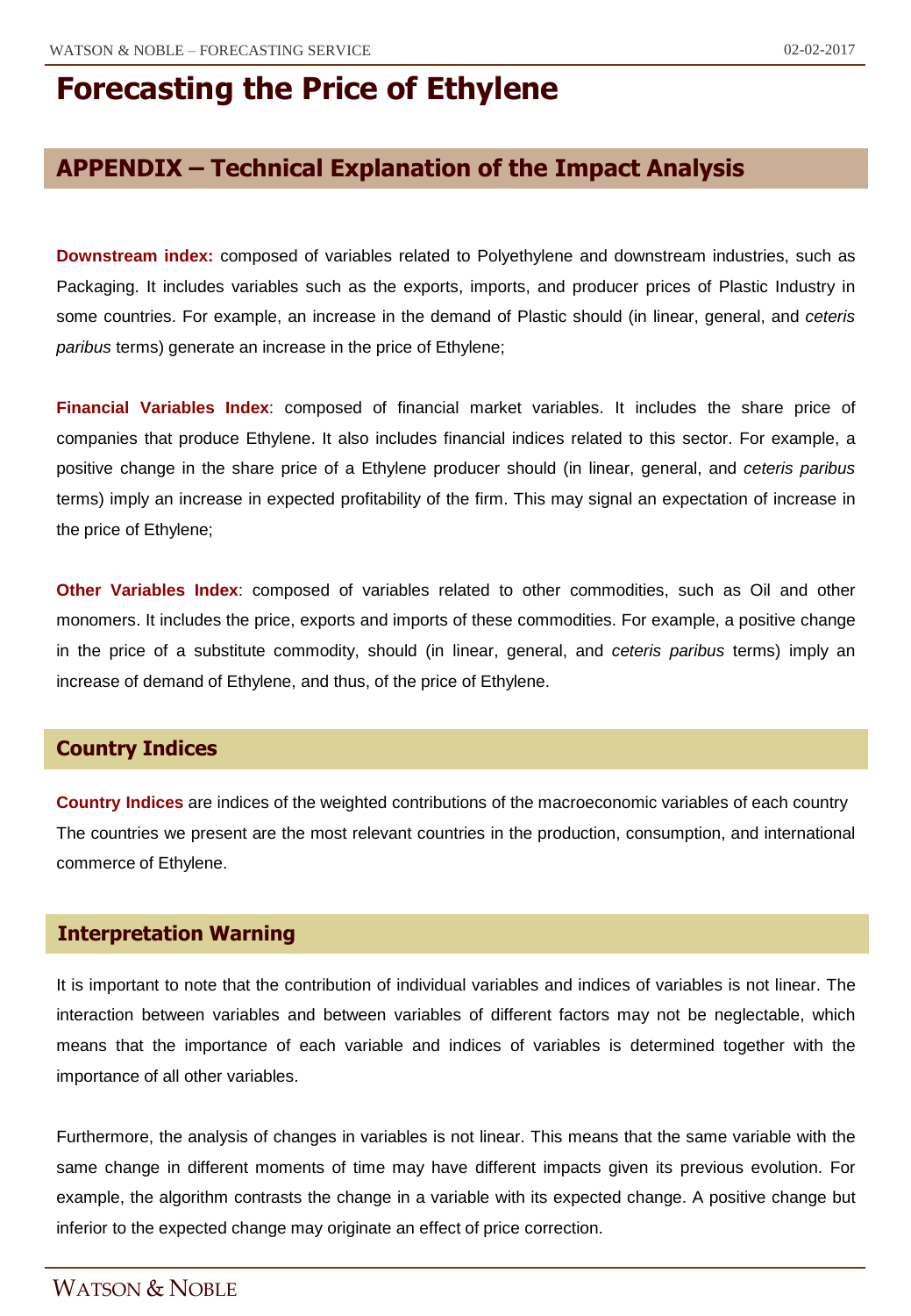# Forecasting the Price of Ethylene

## APPENDIX – Technical Explanation of the Impact Analysis

**Downstream index:** composed of variables related to Polyethylene and downstream industries, such as Packaging. It includes variables such as the exports, imports, and producer prices of Plastic Industry in some countries. For example, an increase in the demand of Plastic should (in linear, general, and *ceteris paribus* terms) generate an increase in the price of Ethylene;

**Financial Variables Index**: composed of financial market variables. It includes the share price of companies that produce Ethylene. It also includes financial indices related to this sector. For example, a positive change in the share price of a Ethylene producer should (in linear, general, and *ceteris paribus* terms) imply an increase in expected profitability of the firm. This may signal an expectation of increase in the price of Ethylene;

**Other Variables Index**: composed of variables related to other commodities, such as Oil and other monomers. It includes the price, exports and imports of these commodities. For example, a positive change in the price of a substitute commodity, should (in linear, general, and *ceteris paribus* terms) imply an increase of demand of Ethylene, and thus, of the price of Ethylene.

## Country Indices

**Country Indices** are indices of the weighted contributions of the macroeconomic variables of each country The countries we present are the most relevant countries in the production, consumption, and international commerce of Ethylene.

## Interpretation Warning

It is important to note that the contribution of individual variables and indices of variables is not linear. The interaction between variables and between variables of different factors may not be neglectable, which means that the importance of each variable and indices of variables is determined together with the importance of all other variables.

Furthermore, the analysis of changes in variables is not linear. This means that the same variable with the same change in different moments of time may have different impacts given its previous evolution. For example, the algorithm contrasts the change in a variable with its expected change. A positive change but inferior to the expected change may originate an effect of price correction.